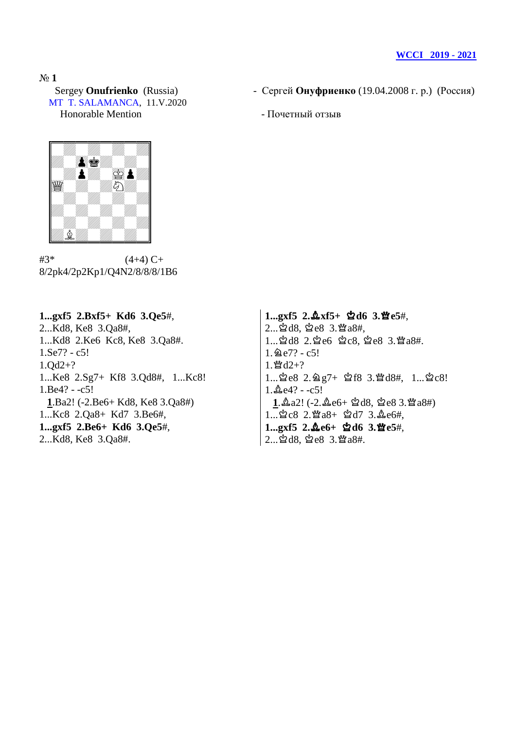**WCCI 2019 - 2021**

№ **1**

Sergey **Onufrienko** (Russia)
MT T. SALAMANCA, 11.V.2020
Honorable Mention

- Сергей **Онуфриенко** (19.04.2008 г. р.) (Россия)

- Почетный отзыв

#3* (4+4) C+
8/2pk4/2p2Kp1/Q4N2/8/8/8/1B6

**1...gxf5 2.Bxf5+ Kd6 3.Qe5**#,
2...Kd8, Ke8 3.Qa8#,
1...Kd8 2.Ke6 Kc8, Ke8 3.Qa8#.
1.Se7? - c5!
1.Qd2+?
1...Ke8 2.Sg7+ Kf8 3.Qd8#, 1...Kc8!
1.Be4? - -c5!
**1**.Ba2! (-2.Be6+ Kd8, Ke8 3.Qa8#)
1...Kc8 2.Qa8+ Kd7 3.Be6#,
**1...gxf5 2.Be6+ Kd6 3.Qe5**#,
2...Kd8, Ke8 3.Qa8#.

**1...gxf5 2.♗xf5+ ♔d6 3.♕e5**#,
2...♔d8, ♔e8 3.♕a8#,
1...♔d8 2.♔e6 ♔c8, ♔e8 3.♕a8#.
1.♘e7? - c5!
1.♕d2+?
1...♔e8 2.♘g7+ ♔f8 3.♕d8#, 1...♔c8!
1.♗e4? - -c5!
**1**.♗a2! (-2.♗e6+ ♔d8, ♔e8 3.♕a8#)
1...♔c8 2.♕a8+ ♔d7 3.♗e6#,
**1...gxf5 2.♗e6+ ♔d6 3.♕e5**#,
2...♔d8, ♔e8 3.♕a8#.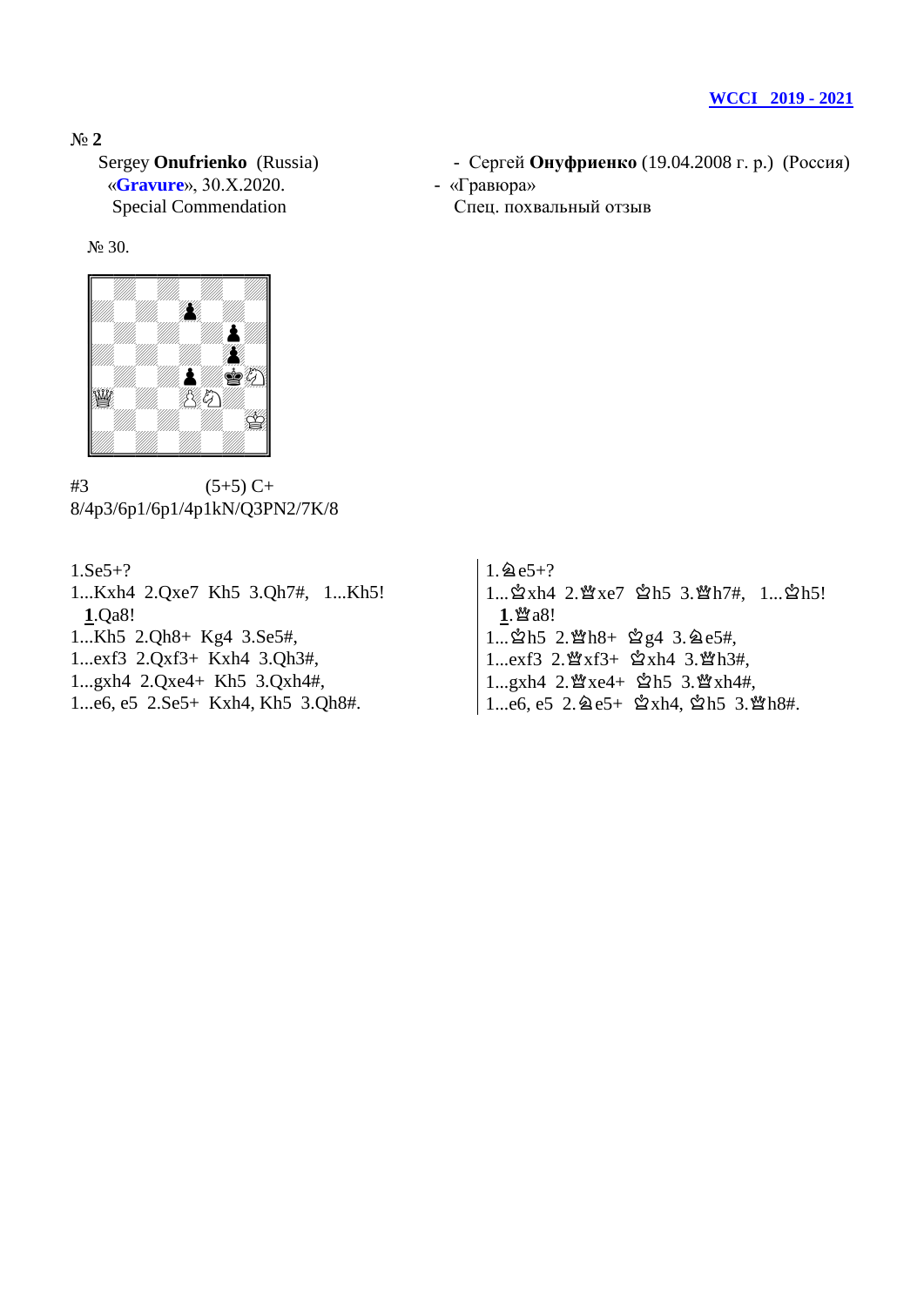№ **2**

Sergey **Onufrienko** (Russia)
«**Gravure**», 30.X.2020.
Special Commendation

- Сергей **Онуфриенко** (19.04.2008 г. р.) (Россия)
- «Гравюра»
Спец. похвальный отзыв

№ 30.

#3 (5+5) C+
8/4p3/6p1/6p1/4p1kN/Q3PN2/7K/8

1.Se5+?
1...Kxh4 2.Qxe7 Kh5 3.Qh7#, 1...Kh5!
**1**.Qa8!
1...Kh5 2.Qh8+ Kg4 3.Se5#,
1...exf3 2.Qxf3+ Kxh4 3.Qh3#,
1...gxh4 2.Qxe4+ Kh5 3.Qxh4#,
1...e6, e5 2.Se5+ Kxh4, Kh5 3.Qh8#.

1.♘e5+?
1...♔xh4 2.♕xe7 ♔h5 3.♕h7#, 1...♔h5!
**1**.♕a8!
1...♔h5 2.♕h8+ ♔g4 3.♘e5#,
1...exf3 2.♕xf3+ ♔xh4 3.♕h3#,
1...gxh4 2.♕xe4+ ♔h5 3.♕xh4#,
1...e6, e5 2.♘e5+ ♔xh4, ♔h5 3.♕h8#.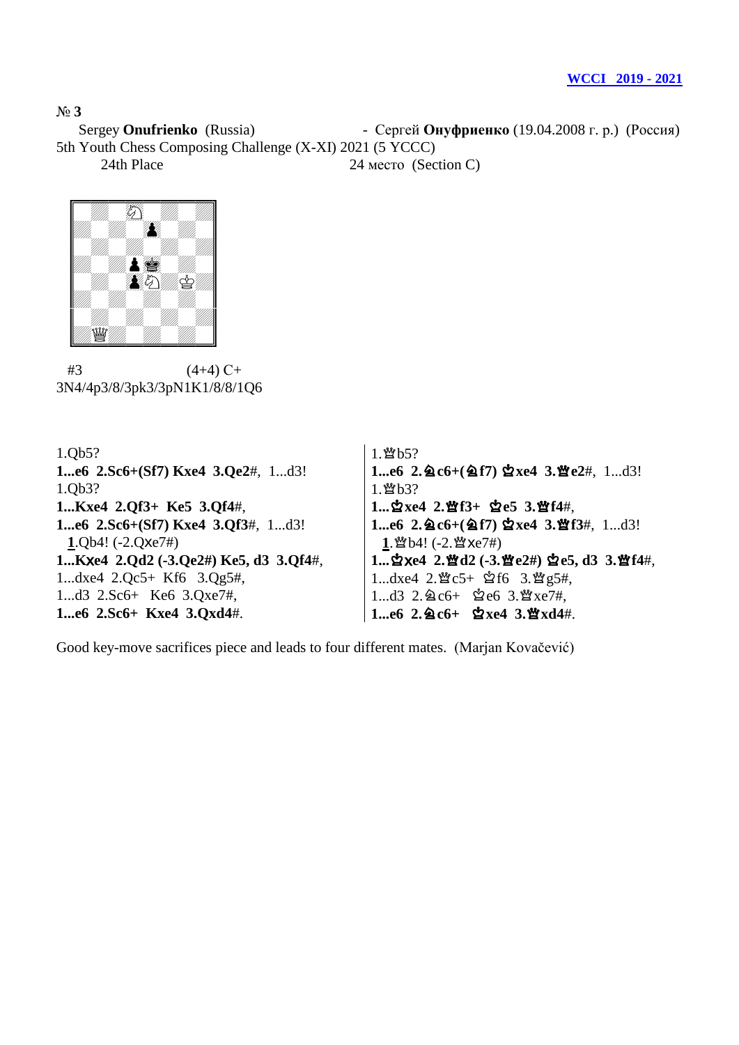**WCCI 2019 - 2021**

№ **3**

Sergey **Onufrienko** (Russia) - Сергей **Онуфриенко** (19.04.2008 г. р.) (Россия)

5th Youth Chess Composing Challenge (X-XI) 2021 (5 YCCC)

24th Place 24 место (Section C)

#3 (4+4) C+

3N4/4p3/8/3pk3/3pN1K1/8/8/1Q6

1.Qb5?

**1...e6 2.Sc6+(Sf7) Kxe4 3.Qe2**#, 1...d3!

1.Qb3?

**1...Kxe4 2.Qf3+ Ke5 3.Qf4**#,

**1...e6 2.Sc6+(Sf7) Kxe4 3.Qf3**#, 1...d3!

**1**.Qb4! (-2.Qxe7#)

**1...Kxe4 2.Qd2 (-3.Qe2#) Ke5, d3 3.Qf4**#,

1...dxe4 2.Qc5+ Kf6 3.Qg5#,

1...d3 2.Sc6+ Ke6 3.Qxe7#,

**1...e6 2.Sc6+ Kxe4 3.Qxd4**#.

1.♕b5?

**1...e6 2.♘c6+(♘f7) ♔xe4 3.♕e2**#, 1...d3!

1.♕b3?

**1...♔xe4 2.♕f3+ ♔e5 3.♕f4**#,

**1...e6 2.♘c6+(♘f7) ♔xe4 3.♕f3**#, 1...d3!

**1**.♕b4! (-2.♕xe7#)

**1...♔xe4 2.♕d2 (-3.♕e2#) ♔e5, d3 3.♕f4**#,

1...dxe4 2.♕c5+ ♔f6 3.♕g5#,

1...d3 2.♘c6+ ♔e6 3.♕xe7#,

**1...e6 2.♘c6+ ♔xe4 3.♕xd4**#.

Good key-move sacrifices piece and leads to four different mates. (Marjan Kovačević)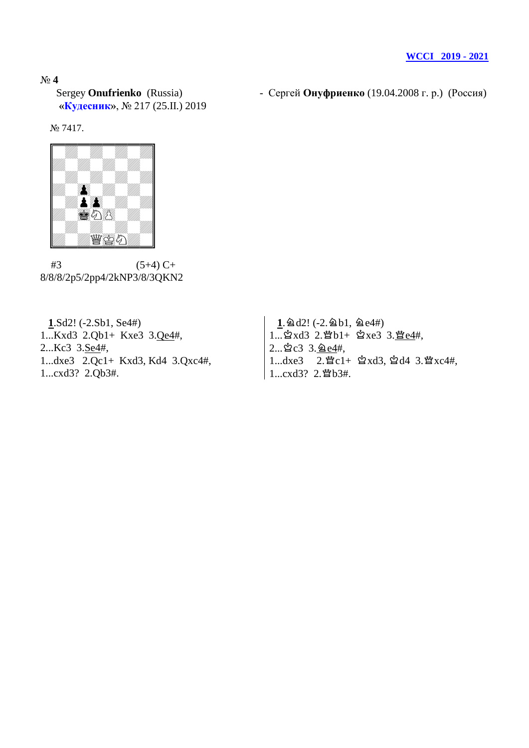**WCCI 2019 - 2021**

№ **4**

Sergey **Onufrienko** (Russia) - Сергей **Онуфриенко** (19.04.2008 г. р.) (Россия)

«**Кудесник**», № 217 (25.II.) 2019

№ 7417.

#3 (5+4) C+

8/8/8/2p5/2pp4/2kNP3/8/3QKN2

**1**.Sd2! (-2.Sb1, Se4#)
1...Kxd3 2.Qb1+ Kxe3 3.Qe4#,
2...Kc3 3.Se4#,
1...dxe3 2.Qc1+ Kxd3, Kd4 3.Qxc4#,
1...cxd3? 2.Qb3#.

**1**.♘d2! (-2.♘b1, ♘e4#)
1...♔xd3 2.♕b1+ ♔xe3 3.♕e4#,
2...♔c3 3.♘e4#,
1...dxe3 2.♕c1+ ♔xd3, ♔d4 3.♕xc4#,
1...cxd3? 2.♕b3#.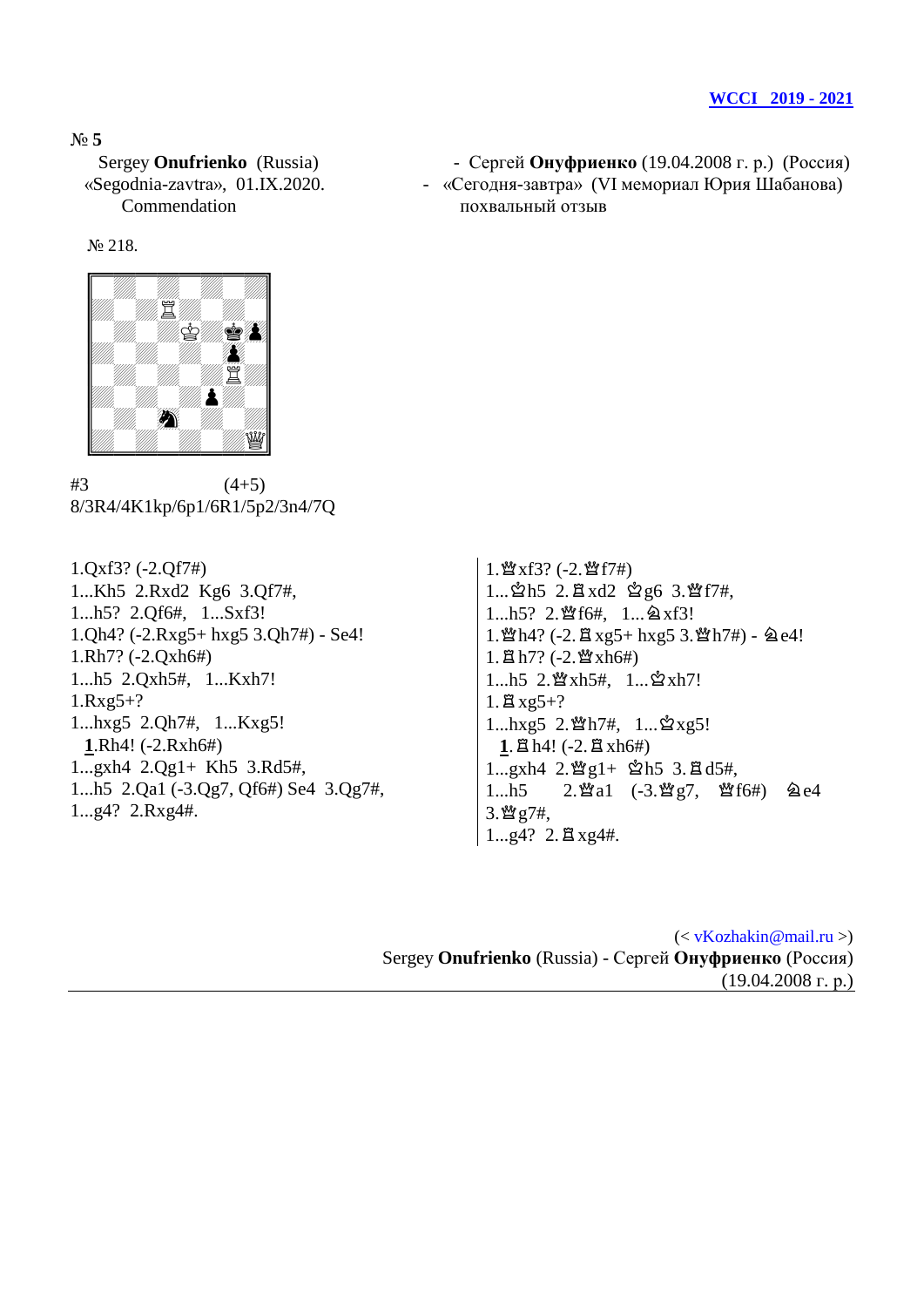**WCCI 2019 - 2021**

№ **5**

Sergey **Onufrienko** (Russia) - Сергей **Онуфриенко** (19.04.2008 г. р.) (Россия)

«Segodnia-zavtra», 01.IX.2020. - «Сегодня-завтра» (VI мемориал Юрия Шабанова)

Commendation - похвальный отзыв

№ 218.

#3 (4+5)

8/3R4/4K1kp/6p1/6R1/5p2/3n4/7Q

1.Qxf3? (-2.Qf7#)
1...Kh5 2.Rxd2 Kg6 3.Qf7#,
1...h5? 2.Qf6#, 1...Sxf3!
1.Qh4? (-2.Rxg5+ hxg5 3.Qh7#) - Se4!
1.Rh7? (-2.Qxh6#)
1...h5 2.Qxh5#, 1...Kxh7!
1.Rxg5+?
1...hxg5 2.Qh7#, 1...Kxg5!
**1**.Rh4! (-2.Rxh6#)
1...gxh4 2.Qg1+ Kh5 3.Rd5#,
1...h5 2.Qa1 (-3.Qg7, Qf6#) Se4 3.Qg7#,
1...g4? 2.Rxg4#.

1.♕xf3? (-2.♕f7#)
1...♔h5 2.♖xd2 ♔g6 3.♕f7#,
1...h5? 2.♕f6#, 1...♘xf3!
1.♕h4? (-2.♖xg5+ hxg5 3.♕h7#) - ♘e4!
1.♖h7? (-2.♕xh6#)
1...h5 2.♕xh5#, 1...♔xh7!
1.♖xg5+?
1...hxg5 2.♕h7#, 1...♔xg5!
**1**.♖h4! (-2.♖xh6#)
1...gxh4 2.♕g1+ ♔h5 3.♖d5#,
1...h5 2.♕a1 (-3.♕g7, ♕f6#) ♘e4 3.♕g7#,
1...g4? 2.♖xg4#.

(< vKozhakin@mail.ru >)
Sergey **Onufrienko** (Russia) - Сергей **Онуфриенко** (Россия)
(19.04.2008 г. р.)